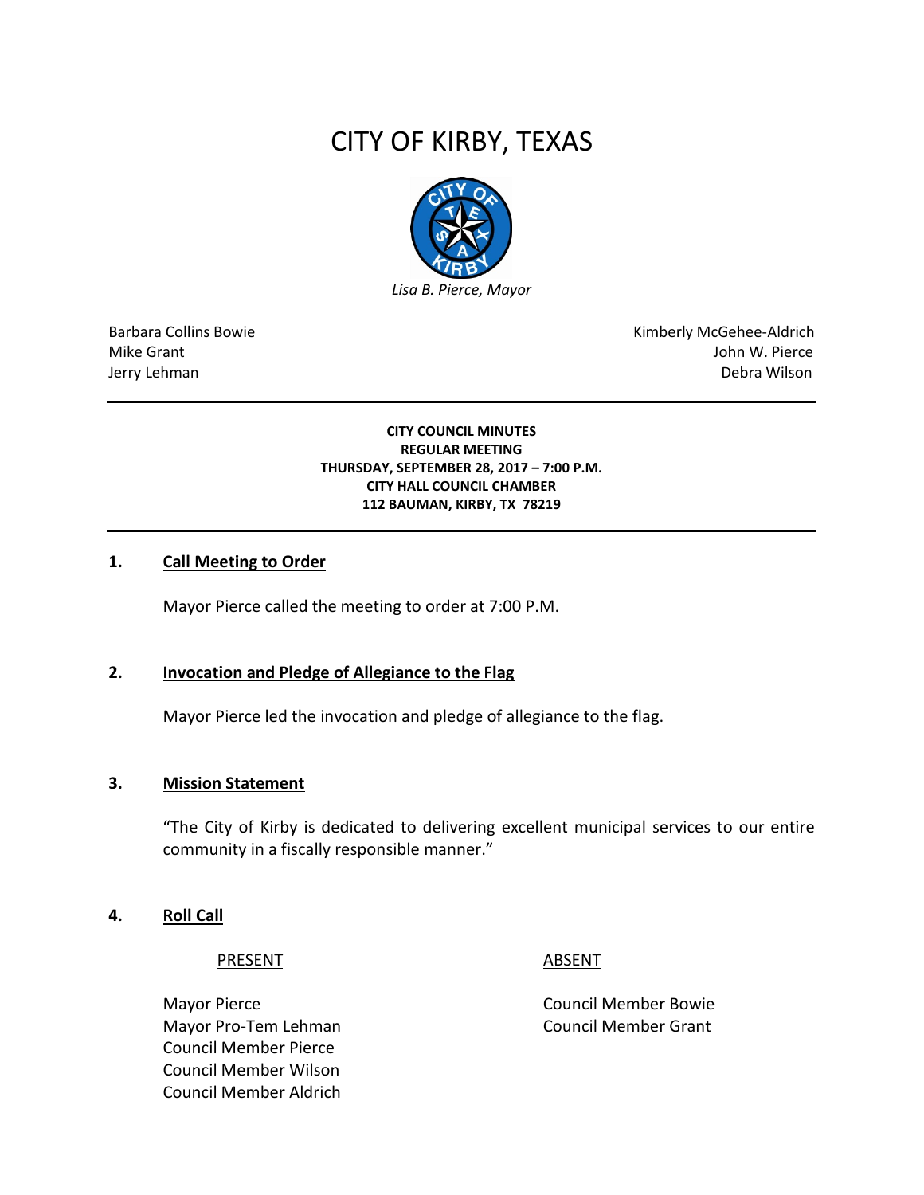# CITY OF KIRBY, TEXAS

*Lisa B. Pierce, Mayor*

| | |
|---|---|
| Barbara Collins Bowie | Kimberly McGehee-Aldrich |
| Mike Grant | John W. Pierce |
| Jerry Lehman | Debra Wilson |

---

**CITY COUNCIL MINUTES**
**REGULAR MEETING**
**THURSDAY, SEPTEMBER 28, 2017 – 7:00 P.M.**
**CITY HALL COUNCIL CHAMBER**
**112 BAUMAN, KIRBY, TX 78219**

---

## 1. Call Meeting to Order

Mayor Pierce called the meeting to order at 7:00 P.M.

## 2. Invocation and Pledge of Allegiance to the Flag

Mayor Pierce led the invocation and pledge of allegiance to the flag.

## 3. Mission Statement

"The City of Kirby is dedicated to delivering excellent municipal services to our entire community in a fiscally responsible manner."

## 4. Roll Call

| PRESENT | ABSENT |
|---|---|
| Mayor Pierce | Council Member Bowie |
| Mayor Pro-Tem Lehman | Council Member Grant |
| Council Member Pierce | |
| Council Member Wilson | |
| Council Member Aldrich | |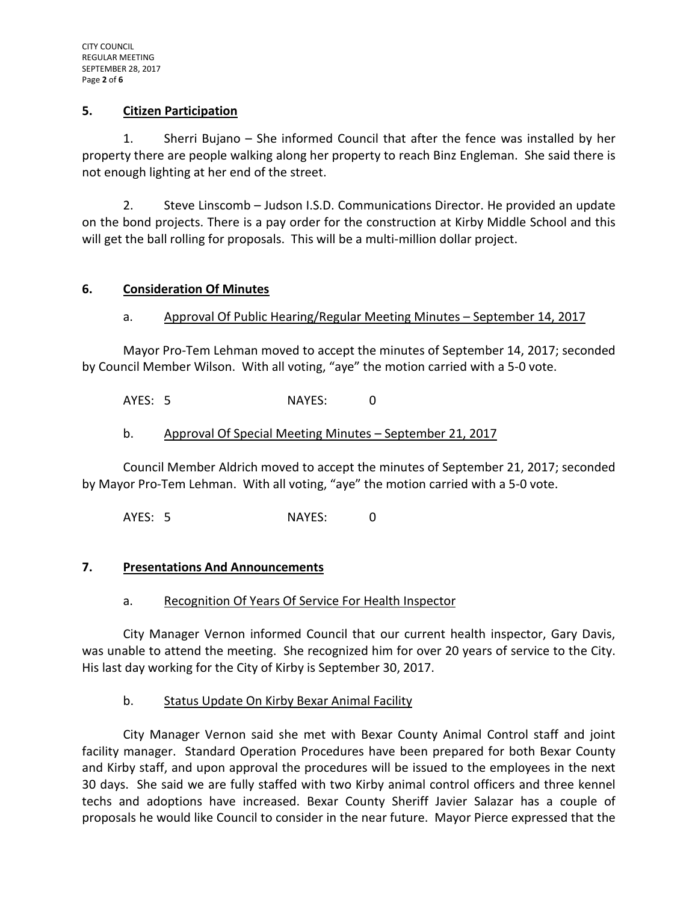## 5. Citizen Participation

1. Sherri Bujano – She informed Council that after the fence was installed by her property there are people walking along her property to reach Binz Engleman. She said there is not enough lighting at her end of the street.

2. Steve Linscomb – Judson I.S.D. Communications Director. He provided an update on the bond projects. There is a pay order for the construction at Kirby Middle School and this will get the ball rolling for proposals. This will be a multi-million dollar project.

## 6. Consideration Of Minutes

### a. Approval Of Public Hearing/Regular Meeting Minutes – September 14, 2017

Mayor Pro-Tem Lehman moved to accept the minutes of September 14, 2017; seconded by Council Member Wilson. With all voting, "aye" the motion carried with a 5-0 vote.

AYES: 5 NAYES: 0

### b. Approval Of Special Meeting Minutes – September 21, 2017

Council Member Aldrich moved to accept the minutes of September 21, 2017; seconded by Mayor Pro-Tem Lehman. With all voting, "aye" the motion carried with a 5-0 vote.

AYES: 5 NAYES: 0

## 7. Presentations And Announcements

### a. Recognition Of Years Of Service For Health Inspector

City Manager Vernon informed Council that our current health inspector, Gary Davis, was unable to attend the meeting. She recognized him for over 20 years of service to the City. His last day working for the City of Kirby is September 30, 2017.

### b. Status Update On Kirby Bexar Animal Facility

City Manager Vernon said she met with Bexar County Animal Control staff and joint facility manager. Standard Operation Procedures have been prepared for both Bexar County and Kirby staff, and upon approval the procedures will be issued to the employees in the next 30 days. She said we are fully staffed with two Kirby animal control officers and three kennel techs and adoptions have increased. Bexar County Sheriff Javier Salazar has a couple of proposals he would like Council to consider in the near future. Mayor Pierce expressed that the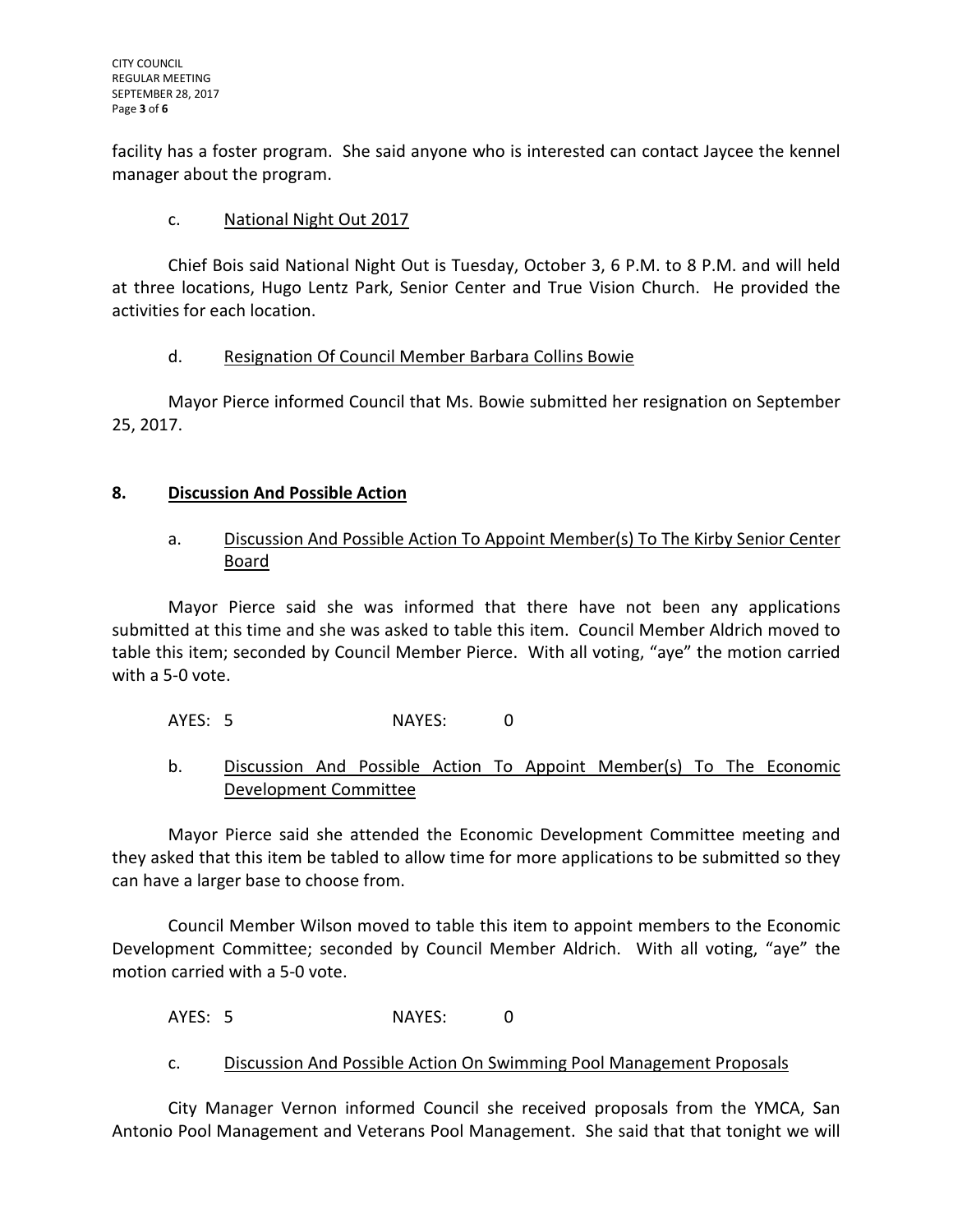facility has a foster program. She said anyone who is interested can contact Jaycee the kennel manager about the program.

c. National Night Out 2017

Chief Bois said National Night Out is Tuesday, October 3, 6 P.M. to 8 P.M. and will held at three locations, Hugo Lentz Park, Senior Center and True Vision Church. He provided the activities for each location.

d. Resignation Of Council Member Barbara Collins Bowie

Mayor Pierce informed Council that Ms. Bowie submitted her resignation on September 25, 2017.

## 8. Discussion And Possible Action

a. Discussion And Possible Action To Appoint Member(s) To The Kirby Senior Center Board

Mayor Pierce said she was informed that there have not been any applications submitted at this time and she was asked to table this item. Council Member Aldrich moved to table this item; seconded by Council Member Pierce. With all voting, "aye" the motion carried with a 5-0 vote.

AYES: 5 NAYES: 0

b. Discussion And Possible Action To Appoint Member(s) To The Economic Development Committee

Mayor Pierce said she attended the Economic Development Committee meeting and they asked that this item be tabled to allow time for more applications to be submitted so they can have a larger base to choose from.

Council Member Wilson moved to table this item to appoint members to the Economic Development Committee; seconded by Council Member Aldrich. With all voting, "aye" the motion carried with a 5-0 vote.

AYES: 5 NAYES: 0

c. Discussion And Possible Action On Swimming Pool Management Proposals

City Manager Vernon informed Council she received proposals from the YMCA, San Antonio Pool Management and Veterans Pool Management. She said that that tonight we will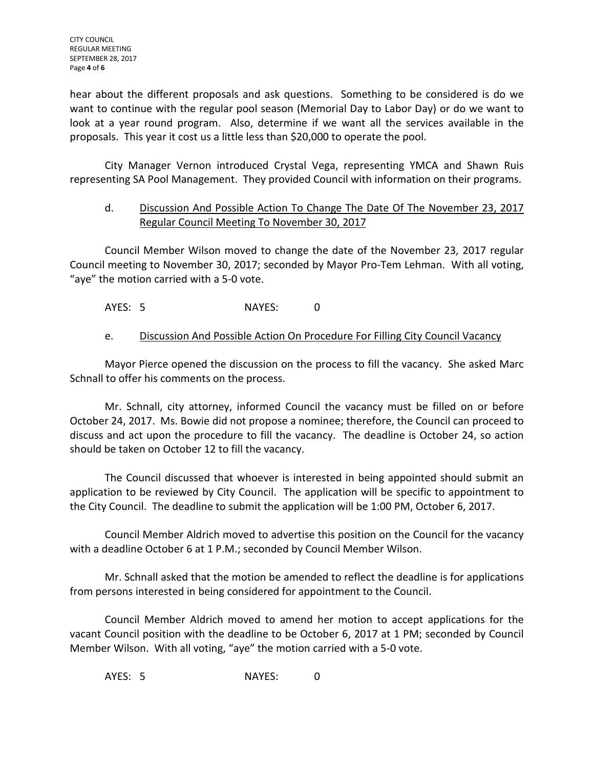hear about the different proposals and ask questions. Something to be considered is do we want to continue with the regular pool season (Memorial Day to Labor Day) or do we want to look at a year round program. Also, determine if we want all the services available in the proposals. This year it cost us a little less than $20,000 to operate the pool.

City Manager Vernon introduced Crystal Vega, representing YMCA and Shawn Ruis representing SA Pool Management. They provided Council with information on their programs.

d. Discussion And Possible Action To Change The Date Of The November 23, 2017 Regular Council Meeting To November 30, 2017

Council Member Wilson moved to change the date of the November 23, 2017 regular Council meeting to November 30, 2017; seconded by Mayor Pro-Tem Lehman. With all voting, "aye" the motion carried with a 5-0 vote.

AYES: 5 NAYES: 0

e. Discussion And Possible Action On Procedure For Filling City Council Vacancy

Mayor Pierce opened the discussion on the process to fill the vacancy. She asked Marc Schnall to offer his comments on the process.

Mr. Schnall, city attorney, informed Council the vacancy must be filled on or before October 24, 2017. Ms. Bowie did not propose a nominee; therefore, the Council can proceed to discuss and act upon the procedure to fill the vacancy. The deadline is October 24, so action should be taken on October 12 to fill the vacancy.

The Council discussed that whoever is interested in being appointed should submit an application to be reviewed by City Council. The application will be specific to appointment to the City Council. The deadline to submit the application will be 1:00 PM, October 6, 2017.

Council Member Aldrich moved to advertise this position on the Council for the vacancy with a deadline October 6 at 1 P.M.; seconded by Council Member Wilson.

Mr. Schnall asked that the motion be amended to reflect the deadline is for applications from persons interested in being considered for appointment to the Council.

Council Member Aldrich moved to amend her motion to accept applications for the vacant Council position with the deadline to be October 6, 2017 at 1 PM; seconded by Council Member Wilson. With all voting, "aye" the motion carried with a 5-0 vote.

AYES: 5 NAYES: 0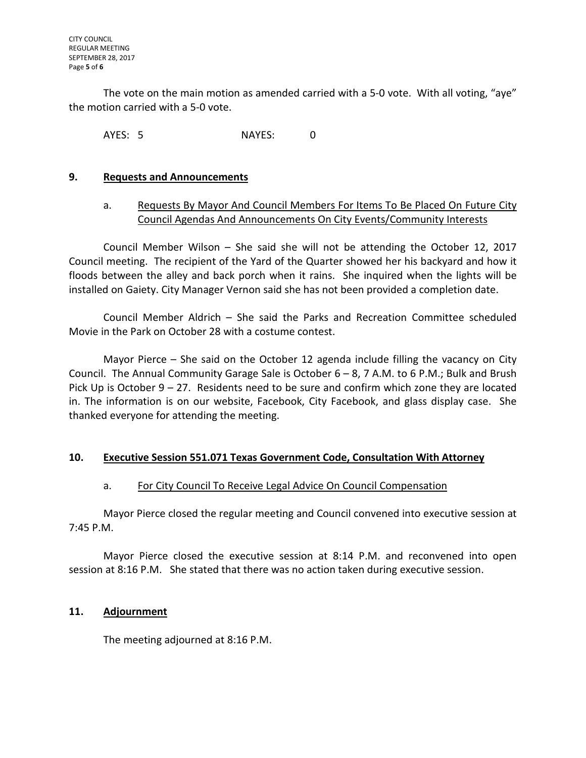The vote on the main motion as amended carried with a 5-0 vote. With all voting, "aye" the motion carried with a 5-0 vote.

AYES: 5 NAYES: 0

## 9. <u>Requests and Announcements</u>

a. <u>Requests By Mayor And Council Members For Items To Be Placed On Future City Council Agendas And Announcements On City Events/Community Interests</u>

Council Member Wilson – She said she will not be attending the October 12, 2017 Council meeting. The recipient of the Yard of the Quarter showed her his backyard and how it floods between the alley and back porch when it rains. She inquired when the lights will be installed on Gaiety. City Manager Vernon said she has not been provided a completion date.

Council Member Aldrich – She said the Parks and Recreation Committee scheduled Movie in the Park on October 28 with a costume contest.

Mayor Pierce – She said on the October 12 agenda include filling the vacancy on City Council. The Annual Community Garage Sale is October 6 – 8, 7 A.M. to 6 P.M.; Bulk and Brush Pick Up is October 9 – 27. Residents need to be sure and confirm which zone they are located in. The information is on our website, Facebook, City Facebook, and glass display case. She thanked everyone for attending the meeting.

## 10. <u>Executive Session 551.071 Texas Government Code, Consultation With Attorney</u>

a. <u>For City Council To Receive Legal Advice On Council Compensation</u>

Mayor Pierce closed the regular meeting and Council convened into executive session at 7:45 P.M.

Mayor Pierce closed the executive session at 8:14 P.M. and reconvened into open session at 8:16 P.M. She stated that there was no action taken during executive session.

## 11. <u>Adjournment</u>

The meeting adjourned at 8:16 P.M.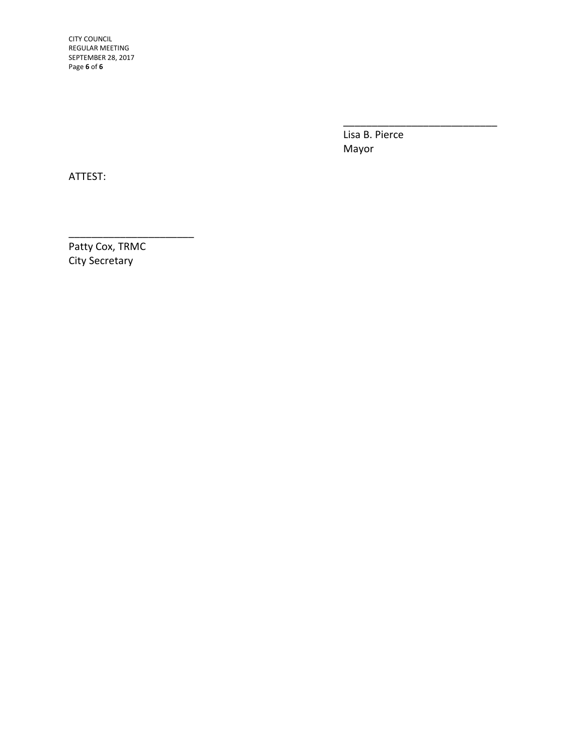\_\_\_\_\_\_\_\_\_\_\_\_\_\_\_\_\_\_\_\_\_\_\_\_\_\_\_\_
Lisa B. Pierce
Mayor

ATTEST:

\_\_\_\_\_\_\_\_\_\_\_\_\_\_\_\_\_\_\_\_\_\_\_
Patty Cox, TRMC
City Secretary